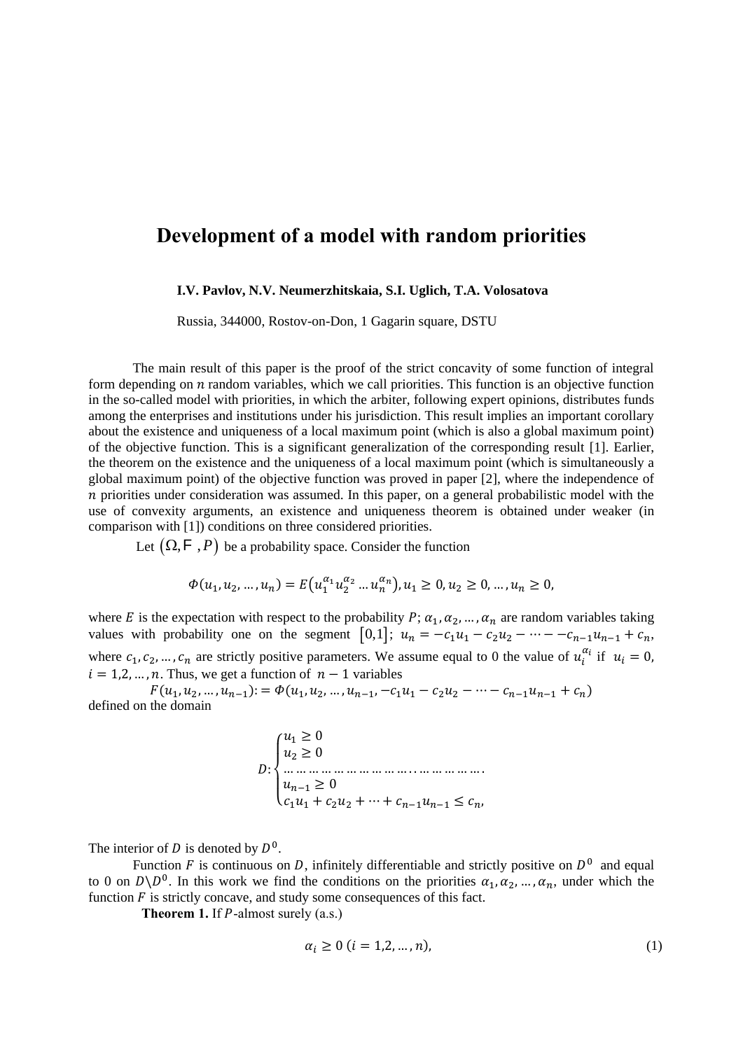# Development of a model with random priorities

**I.V. Pavlov, N.V. Neumerzhitskaia, S.I. Uglich, T.A. Volosatova**

Russia, 344000, Rostov-on-Don, 1 Gagarin square, DSTU

The main result of this paper is the proof of the strict concavity of some function of integral form depending on $n$ random variables, which we call priorities. This function is an objective function in the so-called model with priorities, in which the arbiter, following expert opinions, distributes funds among the enterprises and institutions under his jurisdiction. This result implies an important corollary about the existence and uniqueness of a local maximum point (which is also a global maximum point) of the objective function. This is a significant generalization of the corresponding result [1]. Earlier, the theorem on the existence and the uniqueness of a local maximum point (which is simultaneously a global maximum point) of the objective function was proved in paper [2], where the independence of $n$ priorities under consideration was assumed. In this paper, on a general probabilistic model with the use of convexity arguments, an existence and uniqueness theorem is obtained under weaker (in comparison with [1]) conditions on three considered priorities.

Let $(\Omega, \mathcal{F}, P)$ be a probability space. Consider the function

$$\Phi(u_1, u_2, \dots, u_n) = E\left(u_1^{\alpha_1} u_2^{\alpha_2} \dots u_n^{\alpha_n}\right), u_1 \geq 0, u_2 \geq 0, \dots, u_n \geq 0,$$

where $E$ is the expectation with respect to the probability $P$; $\alpha_1, \alpha_2, \dots, \alpha_n$ are random variables taking values with probability one on the segment $[0,1]$; $u_n = -c_1 u_1 - c_2 u_2 - \dots - -c_{n-1} u_{n-1} + c_n$, where $c_1, c_2, \dots, c_n$ are strictly positive parameters. We assume equal to 0 the value of $u_i^{\alpha_i}$ if $u_i = 0$, $i = 1,2, \dots, n$. Thus, we get a function of $n-1$ variables

$$F(u_1, u_2, \dots, u_{n-1}) := \Phi(u_1, u_2, \dots, u_{n-1}, -c_1 u_1 - c_2 u_2 - \dots - c_{n-1} u_{n-1} + c_n)$$

defined on the domain

$$D: \begin{cases} u_1 \geq 0 \\ u_2 \geq 0 \\ \dots\dots\dots\dots\dots\dots\dots\dots\dots\dots\dots\dots\dots\dots . \\ u_{n-1} \geq 0 \\ c_1 u_1 + c_2 u_2 + \dots + c_{n-1} u_{n-1} \leq c_n, \end{cases}$$

The interior of $D$ is denoted by $D^0$.

Function $F$ is continuous on $D$, infinitely differentiable and strictly positive on $D^0$ and equal to 0 on $D \backslash D^0$. In this work we find the conditions on the priorities $\alpha_1, \alpha_2, \dots, \alpha_n$, under which the function $F$ is strictly concave, and study some consequences of this fact.

**Theorem 1.** If $P$-almost surely (a.s.)

$$\alpha_i \geq 0 \ (i = 1,2, \dots, n), \tag{1}$$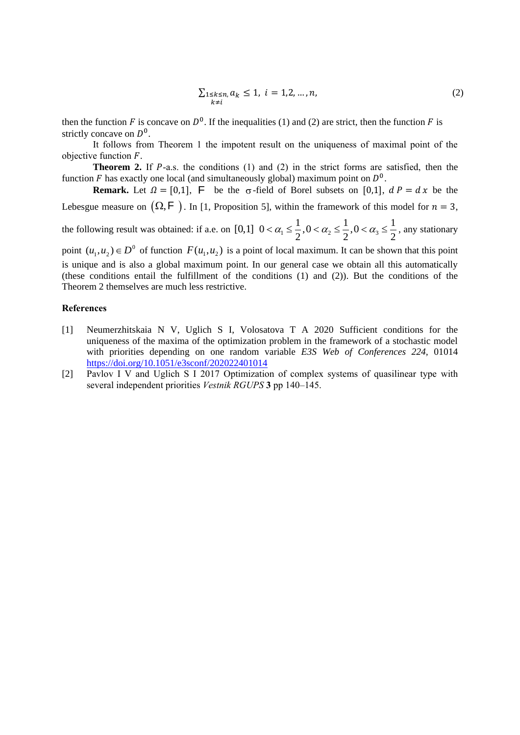$$\sum_{\substack{1 \le k \le n, \\ k \ne i}} a_k \le 1, \; i = 1,2, \dots, n, \tag{2}$$

then the function $F$ is concave on $D^0$. If the inequalities (1) and (2) are strict, then the function $F$ is strictly concave on $D^0$.

It follows from Theorem 1 the impotent result on the uniqueness of maximal point of the objective function $F$.

**Theorem 2.** If $P$-a.s. the conditions (1) and (2) in the strict forms are satisfied, then the function $F$ has exactly one local (and simultaneously global) maximum point on $D^0$.

**Remark.** Let $\Omega = [0,1]$, $\mathcal{F}$ be the $\sigma$-field of Borel subsets on $[0,1]$, $d\,P = d\,x$ be the Lebesgue measure on $(\Omega, \mathcal{F})$. In [1, Proposition 5], within the framework of this model for $n = 3$, the following result was obtained: if a.e. on $[0,1]$ $0 < \alpha_1 \le \frac{1}{2}, 0 < \alpha_2 \le \frac{1}{2}, 0 < \alpha_3 \le \frac{1}{2}$, any stationary point $(u_1, u_2) \in D^0$ of function $F(u_1, u_2)$ is a point of local maximum. It can be shown that this point is unique and is also a global maximum point. In our general case we obtain all this automatically (these conditions entail the fulfillment of the conditions (1) and (2)). But the conditions of the Theorem 2 themselves are much less restrictive.

## References

[1] Neumerzhitskaia N V, Uglich S I, Volosatova T A 2020 Sufficient conditions for the uniqueness of the maxima of the optimization problem in the framework of a stochastic model with priorities depending on one random variable *E3S Web of Conferences 224*, 01014 https://doi.org/10.1051/e3sconf/202022401014

[2] Pavlov I V and Uglich S I 2017 Optimization of complex systems of quasilinear type with several independent priorities *Vestnik RGUPS* **3** pp 140–145.